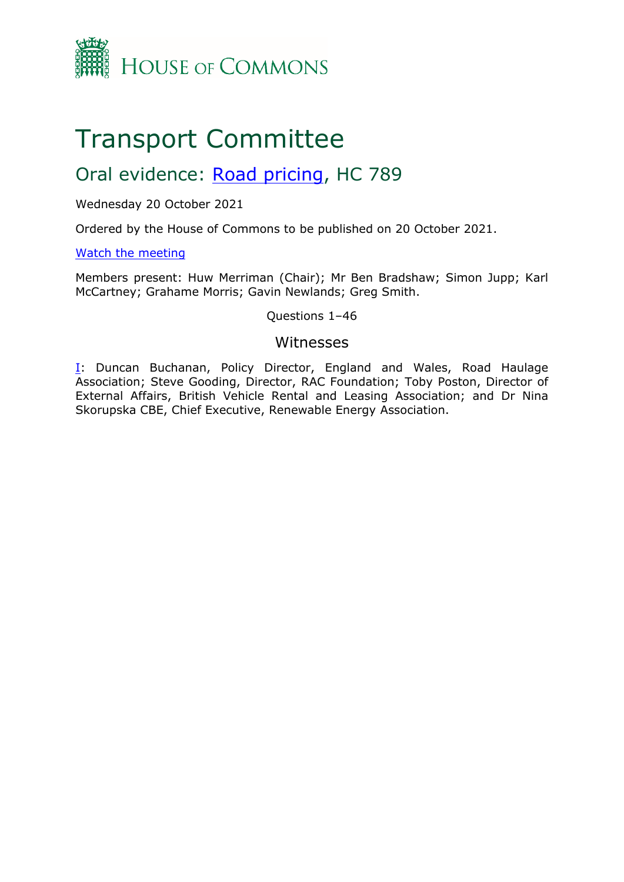HOUSE OF COMMONS

# Transport Committee

## Oral evidence: Road pricing, HC 789

Wednesday 20 October 2021

Ordered by the House of Commons to be published on 20 October 2021.

Watch the meeting

Members present: Huw Merriman (Chair); Mr Ben Bradshaw; Simon Jupp; Karl McCartney; Grahame Morris; Gavin Newlands; Greg Smith.

Questions 1–46

### Witnesses

I: Duncan Buchanan, Policy Director, England and Wales, Road Haulage Association; Steve Gooding, Director, RAC Foundation; Toby Poston, Director of External Affairs, British Vehicle Rental and Leasing Association; and Dr Nina Skorupska CBE, Chief Executive, Renewable Energy Association.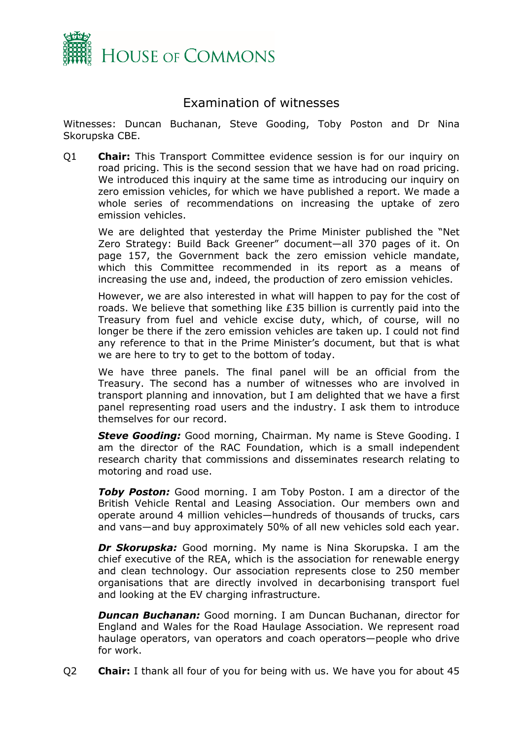# Examination of witnesses

Witnesses: Duncan Buchanan, Steve Gooding, Toby Poston and Dr Nina Skorupska CBE.

Q1 **Chair:** This Transport Committee evidence session is for our inquiry on road pricing. This is the second session that we have had on road pricing. We introduced this inquiry at the same time as introducing our inquiry on zero emission vehicles, for which we have published a report. We made a whole series of recommendations on increasing the uptake of zero emission vehicles.

We are delighted that yesterday the Prime Minister published the "Net Zero Strategy: Build Back Greener" document—all 370 pages of it. On page 157, the Government back the zero emission vehicle mandate, which this Committee recommended in its report as a means of increasing the use and, indeed, the production of zero emission vehicles.

However, we are also interested in what will happen to pay for the cost of roads. We believe that something like £35 billion is currently paid into the Treasury from fuel and vehicle excise duty, which, of course, will no longer be there if the zero emission vehicles are taken up. I could not find any reference to that in the Prime Minister's document, but that is what we are here to try to get to the bottom of today.

We have three panels. The final panel will be an official from the Treasury. The second has a number of witnesses who are involved in transport planning and innovation, but I am delighted that we have a first panel representing road users and the industry. I ask them to introduce themselves for our record.

***Steve Gooding:*** Good morning, Chairman. My name is Steve Gooding. I am the director of the RAC Foundation, which is a small independent research charity that commissions and disseminates research relating to motoring and road use.

***Toby Poston:*** Good morning. I am Toby Poston. I am a director of the British Vehicle Rental and Leasing Association. Our members own and operate around 4 million vehicles—hundreds of thousands of trucks, cars and vans—and buy approximately 50% of all new vehicles sold each year.

***Dr Skorupska:*** Good morning. My name is Nina Skorupska. I am the chief executive of the REA, which is the association for renewable energy and clean technology. Our association represents close to 250 member organisations that are directly involved in decarbonising transport fuel and looking at the EV charging infrastructure.

***Duncan Buchanan:*** Good morning. I am Duncan Buchanan, director for England and Wales for the Road Haulage Association. We represent road haulage operators, van operators and coach operators—people who drive for work.

Q2 **Chair:** I thank all four of you for being with us. We have you for about 45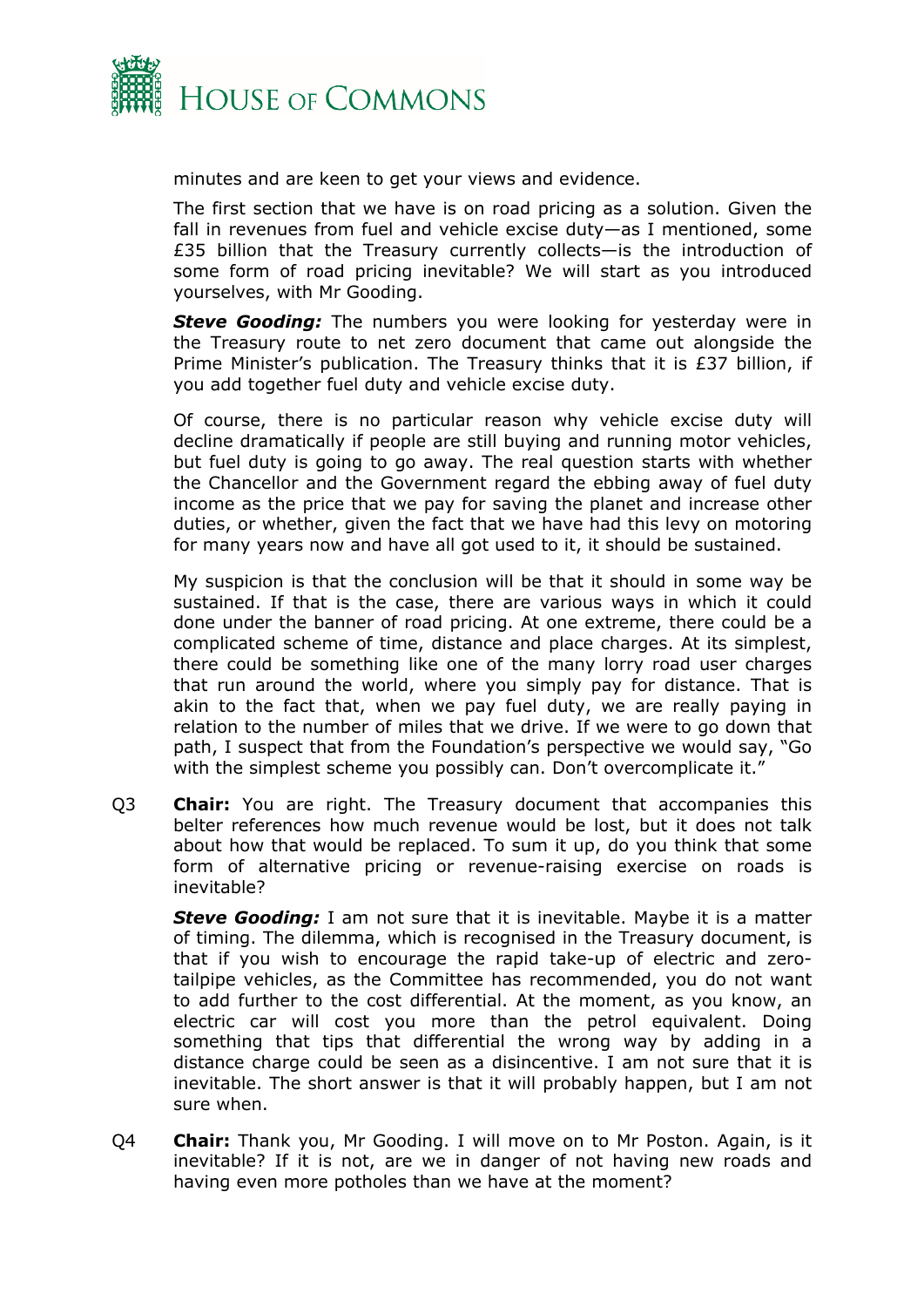minutes and are keen to get your views and evidence.

The first section that we have is on road pricing as a solution. Given the fall in revenues from fuel and vehicle excise duty—as I mentioned, some £35 billion that the Treasury currently collects—is the introduction of some form of road pricing inevitable? We will start as you introduced yourselves, with Mr Gooding.

***Steve Gooding:*** The numbers you were looking for yesterday were in the Treasury route to net zero document that came out alongside the Prime Minister's publication. The Treasury thinks that it is £37 billion, if you add together fuel duty and vehicle excise duty.

Of course, there is no particular reason why vehicle excise duty will decline dramatically if people are still buying and running motor vehicles, but fuel duty is going to go away. The real question starts with whether the Chancellor and the Government regard the ebbing away of fuel duty income as the price that we pay for saving the planet and increase other duties, or whether, given the fact that we have had this levy on motoring for many years now and have all got used to it, it should be sustained.

My suspicion is that the conclusion will be that it should in some way be sustained. If that is the case, there are various ways in which it could done under the banner of road pricing. At one extreme, there could be a complicated scheme of time, distance and place charges. At its simplest, there could be something like one of the many lorry road user charges that run around the world, where you simply pay for distance. That is akin to the fact that, when we pay fuel duty, we are really paying in relation to the number of miles that we drive. If we were to go down that path, I suspect that from the Foundation's perspective we would say, "Go with the simplest scheme you possibly can. Don't overcomplicate it."

Q3 **Chair:** You are right. The Treasury document that accompanies this belter references how much revenue would be lost, but it does not talk about how that would be replaced. To sum it up, do you think that some form of alternative pricing or revenue-raising exercise on roads is inevitable?

***Steve Gooding:*** I am not sure that it is inevitable. Maybe it is a matter of timing. The dilemma, which is recognised in the Treasury document, is that if you wish to encourage the rapid take-up of electric and zero-tailpipe vehicles, as the Committee has recommended, you do not want to add further to the cost differential. At the moment, as you know, an electric car will cost you more than the petrol equivalent. Doing something that tips that differential the wrong way by adding in a distance charge could be seen as a disincentive. I am not sure that it is inevitable. The short answer is that it will probably happen, but I am not sure when.

Q4 **Chair:** Thank you, Mr Gooding. I will move on to Mr Poston. Again, is it inevitable? If it is not, are we in danger of not having new roads and having even more potholes than we have at the moment?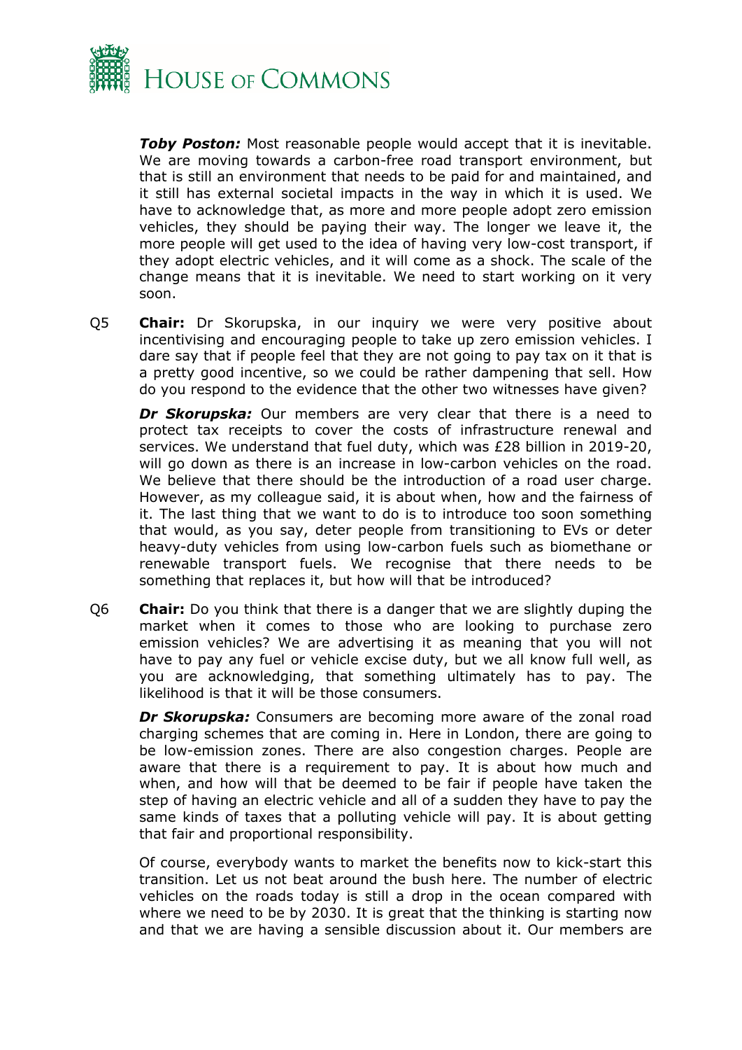***Toby Poston:*** Most reasonable people would accept that it is inevitable. We are moving towards a carbon-free road transport environment, but that is still an environment that needs to be paid for and maintained, and it still has external societal impacts in the way in which it is used. We have to acknowledge that, as more and more people adopt zero emission vehicles, they should be paying their way. The longer we leave it, the more people will get used to the idea of having very low-cost transport, if they adopt electric vehicles, and it will come as a shock. The scale of the change means that it is inevitable. We need to start working on it very soon.

Q5 **Chair:** Dr Skorupska, in our inquiry we were very positive about incentivising and encouraging people to take up zero emission vehicles. I dare say that if people feel that they are not going to pay tax on it that is a pretty good incentive, so we could be rather dampening that sell. How do you respond to the evidence that the other two witnesses have given?

***Dr Skorupska:*** Our members are very clear that there is a need to protect tax receipts to cover the costs of infrastructure renewal and services. We understand that fuel duty, which was £28 billion in 2019-20, will go down as there is an increase in low-carbon vehicles on the road. We believe that there should be the introduction of a road user charge. However, as my colleague said, it is about when, how and the fairness of it. The last thing that we want to do is to introduce too soon something that would, as you say, deter people from transitioning to EVs or deter heavy-duty vehicles from using low-carbon fuels such as biomethane or renewable transport fuels. We recognise that there needs to be something that replaces it, but how will that be introduced?

Q6 **Chair:** Do you think that there is a danger that we are slightly duping the market when it comes to those who are looking to purchase zero emission vehicles? We are advertising it as meaning that you will not have to pay any fuel or vehicle excise duty, but we all know full well, as you are acknowledging, that something ultimately has to pay. The likelihood is that it will be those consumers.

***Dr Skorupska:*** Consumers are becoming more aware of the zonal road charging schemes that are coming in. Here in London, there are going to be low-emission zones. There are also congestion charges. People are aware that there is a requirement to pay. It is about how much and when, and how will that be deemed to be fair if people have taken the step of having an electric vehicle and all of a sudden they have to pay the same kinds of taxes that a polluting vehicle will pay. It is about getting that fair and proportional responsibility.

Of course, everybody wants to market the benefits now to kick-start this transition. Let us not beat around the bush here. The number of electric vehicles on the roads today is still a drop in the ocean compared with where we need to be by 2030. It is great that the thinking is starting now and that we are having a sensible discussion about it. Our members are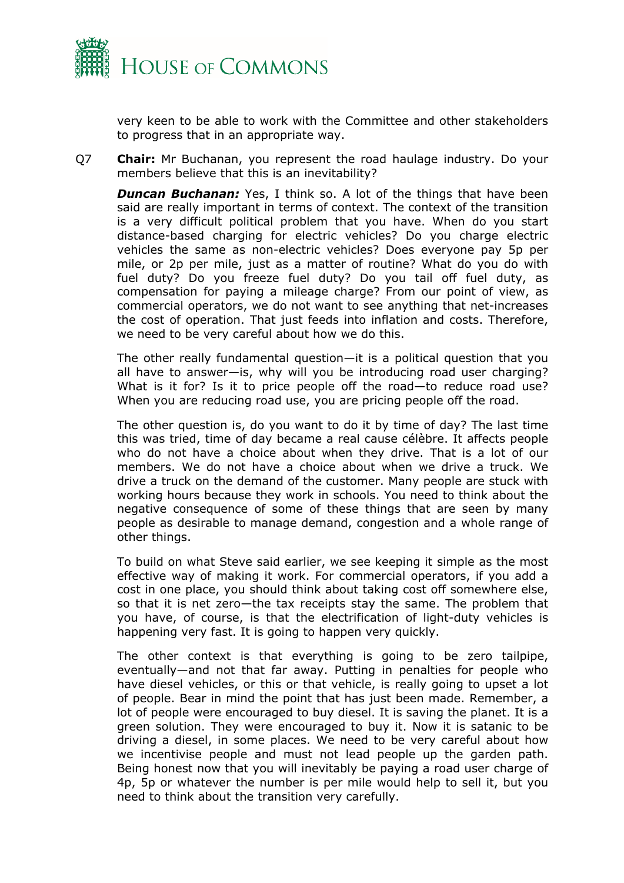very keen to be able to work with the Committee and other stakeholders to progress that in an appropriate way.

Q7 **Chair:** Mr Buchanan, you represent the road haulage industry. Do your members believe that this is an inevitability?

***Duncan Buchanan:*** Yes, I think so. A lot of the things that have been said are really important in terms of context. The context of the transition is a very difficult political problem that you have. When do you start distance-based charging for electric vehicles? Do you charge electric vehicles the same as non-electric vehicles? Does everyone pay 5p per mile, or 2p per mile, just as a matter of routine? What do you do with fuel duty? Do you freeze fuel duty? Do you tail off fuel duty, as compensation for paying a mileage charge? From our point of view, as commercial operators, we do not want to see anything that net-increases the cost of operation. That just feeds into inflation and costs. Therefore, we need to be very careful about how we do this.

The other really fundamental question—it is a political question that you all have to answer—is, why will you be introducing road user charging? What is it for? Is it to price people off the road—to reduce road use? When you are reducing road use, you are pricing people off the road.

The other question is, do you want to do it by time of day? The last time this was tried, time of day became a real cause célèbre. It affects people who do not have a choice about when they drive. That is a lot of our members. We do not have a choice about when we drive a truck. We drive a truck on the demand of the customer. Many people are stuck with working hours because they work in schools. You need to think about the negative consequence of some of these things that are seen by many people as desirable to manage demand, congestion and a whole range of other things.

To build on what Steve said earlier, we see keeping it simple as the most effective way of making it work. For commercial operators, if you add a cost in one place, you should think about taking cost off somewhere else, so that it is net zero—the tax receipts stay the same. The problem that you have, of course, is that the electrification of light-duty vehicles is happening very fast. It is going to happen very quickly.

The other context is that everything is going to be zero tailpipe, eventually—and not that far away. Putting in penalties for people who have diesel vehicles, or this or that vehicle, is really going to upset a lot of people. Bear in mind the point that has just been made. Remember, a lot of people were encouraged to buy diesel. It is saving the planet. It is a green solution. They were encouraged to buy it. Now it is satanic to be driving a diesel, in some places. We need to be very careful about how we incentivise people and must not lead people up the garden path. Being honest now that you will inevitably be paying a road user charge of 4p, 5p or whatever the number is per mile would help to sell it, but you need to think about the transition very carefully.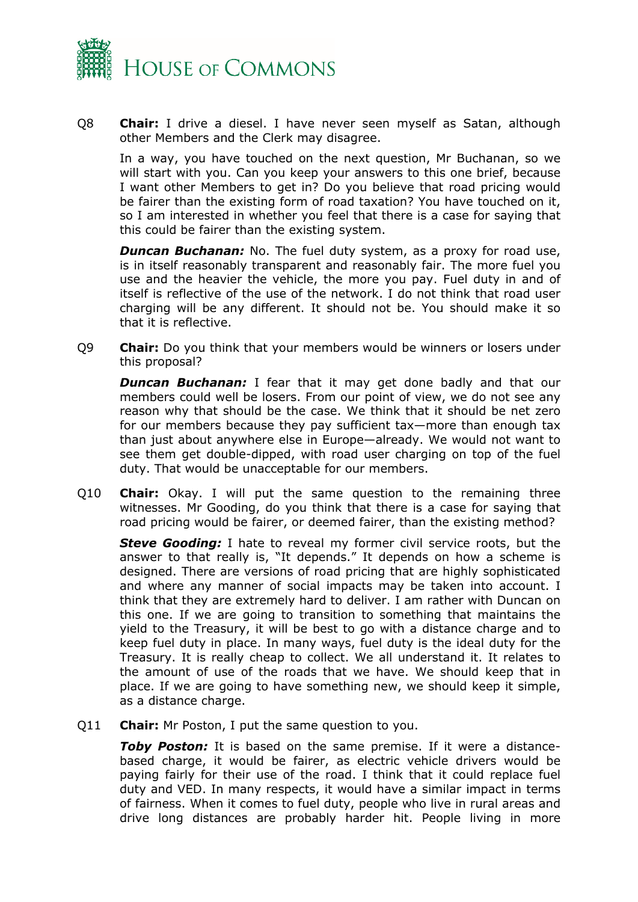Q8 **Chair:** I drive a diesel. I have never seen myself as Satan, although other Members and the Clerk may disagree.

In a way, you have touched on the next question, Mr Buchanan, so we will start with you. Can you keep your answers to this one brief, because I want other Members to get in? Do you believe that road pricing would be fairer than the existing form of road taxation? You have touched on it, so I am interested in whether you feel that there is a case for saying that this could be fairer than the existing system.

***Duncan Buchanan:*** No. The fuel duty system, as a proxy for road use, is in itself reasonably transparent and reasonably fair. The more fuel you use and the heavier the vehicle, the more you pay. Fuel duty in and of itself is reflective of the use of the network. I do not think that road user charging will be any different. It should not be. You should make it so that it is reflective.

Q9 **Chair:** Do you think that your members would be winners or losers under this proposal?

***Duncan Buchanan:*** I fear that it may get done badly and that our members could well be losers. From our point of view, we do not see any reason why that should be the case. We think that it should be net zero for our members because they pay sufficient tax—more than enough tax than just about anywhere else in Europe—already. We would not want to see them get double-dipped, with road user charging on top of the fuel duty. That would be unacceptable for our members.

Q10 **Chair:** Okay. I will put the same question to the remaining three witnesses. Mr Gooding, do you think that there is a case for saying that road pricing would be fairer, or deemed fairer, than the existing method?

***Steve Gooding:*** I hate to reveal my former civil service roots, but the answer to that really is, "It depends." It depends on how a scheme is designed. There are versions of road pricing that are highly sophisticated and where any manner of social impacts may be taken into account. I think that they are extremely hard to deliver. I am rather with Duncan on this one. If we are going to transition to something that maintains the yield to the Treasury, it will be best to go with a distance charge and to keep fuel duty in place. In many ways, fuel duty is the ideal duty for the Treasury. It is really cheap to collect. We all understand it. It relates to the amount of use of the roads that we have. We should keep that in place. If we are going to have something new, we should keep it simple, as a distance charge.

Q11 **Chair:** Mr Poston, I put the same question to you.

***Toby Poston:*** It is based on the same premise. If it were a distance-based charge, it would be fairer, as electric vehicle drivers would be paying fairly for their use of the road. I think that it could replace fuel duty and VED. In many respects, it would have a similar impact in terms of fairness. When it comes to fuel duty, people who live in rural areas and drive long distances are probably harder hit. People living in more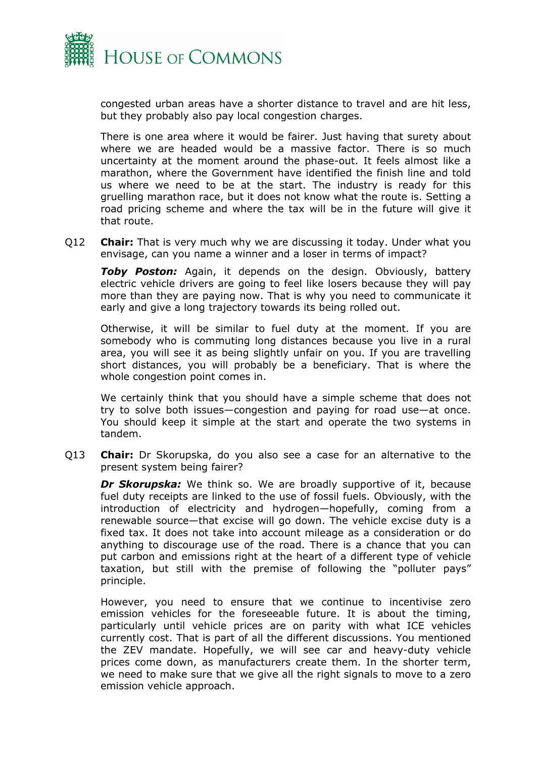congested urban areas have a shorter distance to travel and are hit less, but they probably also pay local congestion charges.

There is one area where it would be fairer. Just having that surety about where we are headed would be a massive factor. There is so much uncertainty at the moment around the phase-out. It feels almost like a marathon, where the Government have identified the finish line and told us where we need to be at the start. The industry is ready for this gruelling marathon race, but it does not know what the route is. Setting a road pricing scheme and where the tax will be in the future will give it that route.

Q12 **Chair:** That is very much why we are discussing it today. Under what you envisage, can you name a winner and a loser in terms of impact?

***Toby Poston:*** Again, it depends on the design. Obviously, battery electric vehicle drivers are going to feel like losers because they will pay more than they are paying now. That is why you need to communicate it early and give a long trajectory towards its being rolled out.

Otherwise, it will be similar to fuel duty at the moment. If you are somebody who is commuting long distances because you live in a rural area, you will see it as being slightly unfair on you. If you are travelling short distances, you will probably be a beneficiary. That is where the whole congestion point comes in.

We certainly think that you should have a simple scheme that does not try to solve both issues—congestion and paying for road use—at once. You should keep it simple at the start and operate the two systems in tandem.

Q13 **Chair:** Dr Skorupska, do you also see a case for an alternative to the present system being fairer?

***Dr Skorupska:*** We think so. We are broadly supportive of it, because fuel duty receipts are linked to the use of fossil fuels. Obviously, with the introduction of electricity and hydrogen—hopefully, coming from a renewable source—that excise will go down. The vehicle excise duty is a fixed tax. It does not take into account mileage as a consideration or do anything to discourage use of the road. There is a chance that you can put carbon and emissions right at the heart of a different type of vehicle taxation, but still with the premise of following the "polluter pays" principle.

However, you need to ensure that we continue to incentivise zero emission vehicles for the foreseeable future. It is about the timing, particularly until vehicle prices are on parity with what ICE vehicles currently cost. That is part of all the different discussions. You mentioned the ZEV mandate. Hopefully, we will see car and heavy-duty vehicle prices come down, as manufacturers create them. In the shorter term, we need to make sure that we give all the right signals to move to a zero emission vehicle approach.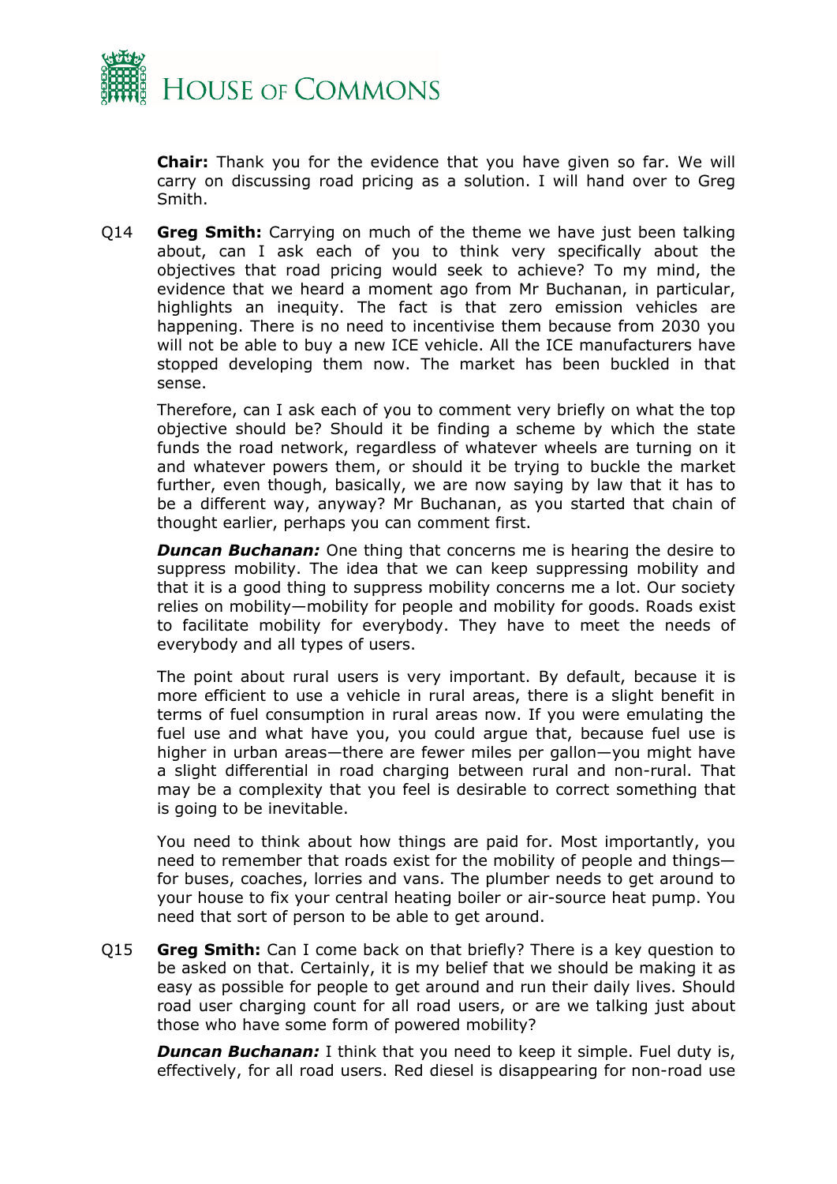**Chair:** Thank you for the evidence that you have given so far. We will carry on discussing road pricing as a solution. I will hand over to Greg Smith.

Q14 **Greg Smith:** Carrying on much of the theme we have just been talking about, can I ask each of you to think very specifically about the objectives that road pricing would seek to achieve? To my mind, the evidence that we heard a moment ago from Mr Buchanan, in particular, highlights an inequity. The fact is that zero emission vehicles are happening. There is no need to incentivise them because from 2030 you will not be able to buy a new ICE vehicle. All the ICE manufacturers have stopped developing them now. The market has been buckled in that sense.

Therefore, can I ask each of you to comment very briefly on what the top objective should be? Should it be finding a scheme by which the state funds the road network, regardless of whatever wheels are turning on it and whatever powers them, or should it be trying to buckle the market further, even though, basically, we are now saying by law that it has to be a different way, anyway? Mr Buchanan, as you started that chain of thought earlier, perhaps you can comment first.

***Duncan Buchanan:*** One thing that concerns me is hearing the desire to suppress mobility. The idea that we can keep suppressing mobility and that it is a good thing to suppress mobility concerns me a lot. Our society relies on mobility—mobility for people and mobility for goods. Roads exist to facilitate mobility for everybody. They have to meet the needs of everybody and all types of users.

The point about rural users is very important. By default, because it is more efficient to use a vehicle in rural areas, there is a slight benefit in terms of fuel consumption in rural areas now. If you were emulating the fuel use and what have you, you could argue that, because fuel use is higher in urban areas—there are fewer miles per gallon—you might have a slight differential in road charging between rural and non-rural. That may be a complexity that you feel is desirable to correct something that is going to be inevitable.

You need to think about how things are paid for. Most importantly, you need to remember that roads exist for the mobility of people and things—for buses, coaches, lorries and vans. The plumber needs to get around to your house to fix your central heating boiler or air-source heat pump. You need that sort of person to be able to get around.

Q15 **Greg Smith:** Can I come back on that briefly? There is a key question to be asked on that. Certainly, it is my belief that we should be making it as easy as possible for people to get around and run their daily lives. Should road user charging count for all road users, or are we talking just about those who have some form of powered mobility?

***Duncan Buchanan:*** I think that you need to keep it simple. Fuel duty is, effectively, for all road users. Red diesel is disappearing for non-road use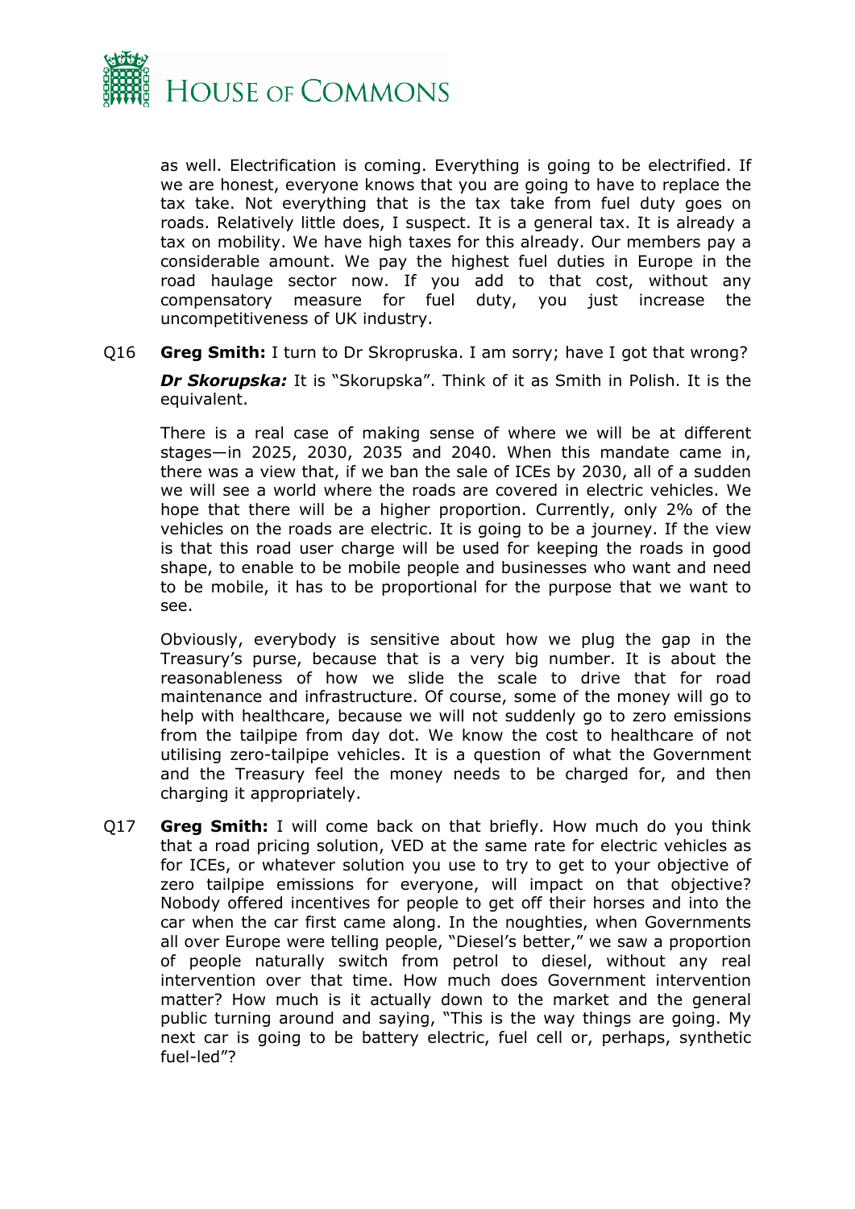as well. Electrification is coming. Everything is going to be electrified. If we are honest, everyone knows that you are going to have to replace the tax take. Not everything that is the tax take from fuel duty goes on roads. Relatively little does, I suspect. It is a general tax. It is already a tax on mobility. We have high taxes for this already. Our members pay a considerable amount. We pay the highest fuel duties in Europe in the road haulage sector now. If you add to that cost, without any compensatory measure for fuel duty, you just increase the uncompetitiveness of UK industry.

Q16 **Greg Smith:** I turn to Dr Skropruska. I am sorry; have I got that wrong?

***Dr Skorupska:*** It is "Skorupska". Think of it as Smith in Polish. It is the equivalent.

There is a real case of making sense of where we will be at different stages—in 2025, 2030, 2035 and 2040. When this mandate came in, there was a view that, if we ban the sale of ICEs by 2030, all of a sudden we will see a world where the roads are covered in electric vehicles. We hope that there will be a higher proportion. Currently, only 2% of the vehicles on the roads are electric. It is going to be a journey. If the view is that this road user charge will be used for keeping the roads in good shape, to enable to be mobile people and businesses who want and need to be mobile, it has to be proportional for the purpose that we want to see.

Obviously, everybody is sensitive about how we plug the gap in the Treasury's purse, because that is a very big number. It is about the reasonableness of how we slide the scale to drive that for road maintenance and infrastructure. Of course, some of the money will go to help with healthcare, because we will not suddenly go to zero emissions from the tailpipe from day dot. We know the cost to healthcare of not utilising zero-tailpipe vehicles. It is a question of what the Government and the Treasury feel the money needs to be charged for, and then charging it appropriately.

Q17 **Greg Smith:** I will come back on that briefly. How much do you think that a road pricing solution, VED at the same rate for electric vehicles as for ICEs, or whatever solution you use to try to get to your objective of zero tailpipe emissions for everyone, will impact on that objective? Nobody offered incentives for people to get off their horses and into the car when the car first came along. In the noughties, when Governments all over Europe were telling people, "Diesel's better," we saw a proportion of people naturally switch from petrol to diesel, without any real intervention over that time. How much does Government intervention matter? How much is it actually down to the market and the general public turning around and saying, "This is the way things are going. My next car is going to be battery electric, fuel cell or, perhaps, synthetic fuel-led"?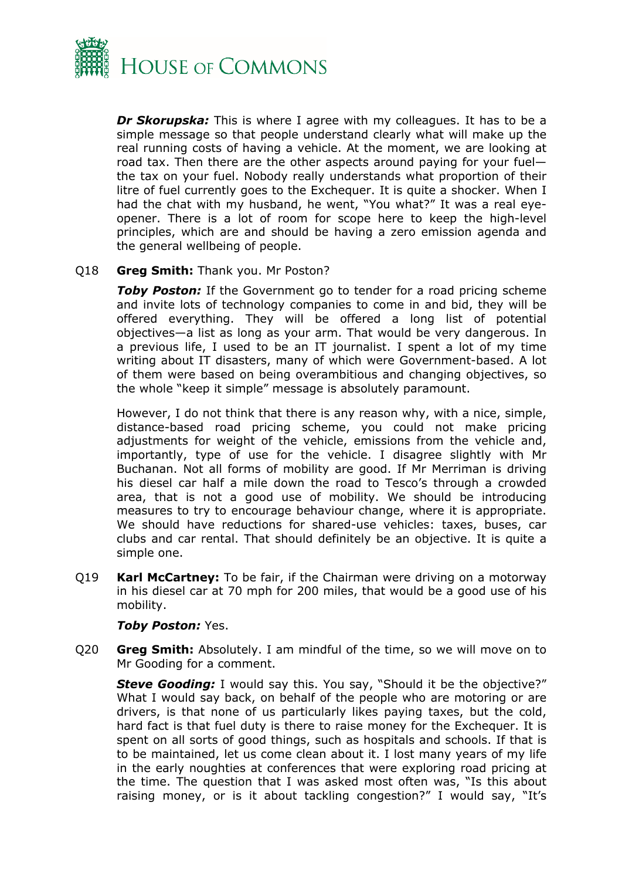***Dr Skorupska:*** This is where I agree with my colleagues. It has to be a simple message so that people understand clearly what will make up the real running costs of having a vehicle. At the moment, we are looking at road tax. Then there are the other aspects around paying for your fuel—the tax on your fuel. Nobody really understands what proportion of their litre of fuel currently goes to the Exchequer. It is quite a shocker. When I had the chat with my husband, he went, "You what?" It was a real eye-opener. There is a lot of room for scope here to keep the high-level principles, which are and should be having a zero emission agenda and the general wellbeing of people.

Q18 **Greg Smith:** Thank you. Mr Poston?

***Toby Poston:*** If the Government go to tender for a road pricing scheme and invite lots of technology companies to come in and bid, they will be offered everything. They will be offered a long list of potential objectives—a list as long as your arm. That would be very dangerous. In a previous life, I used to be an IT journalist. I spent a lot of my time writing about IT disasters, many of which were Government-based. A lot of them were based on being overambitious and changing objectives, so the whole "keep it simple" message is absolutely paramount.

However, I do not think that there is any reason why, with a nice, simple, distance-based road pricing scheme, you could not make pricing adjustments for weight of the vehicle, emissions from the vehicle and, importantly, type of use for the vehicle. I disagree slightly with Mr Buchanan. Not all forms of mobility are good. If Mr Merriman is driving his diesel car half a mile down the road to Tesco's through a crowded area, that is not a good use of mobility. We should be introducing measures to try to encourage behaviour change, where it is appropriate. We should have reductions for shared-use vehicles: taxes, buses, car clubs and car rental. That should definitely be an objective. It is quite a simple one.

Q19 **Karl McCartney:** To be fair, if the Chairman were driving on a motorway in his diesel car at 70 mph for 200 miles, that would be a good use of his mobility.

***Toby Poston:*** Yes.

Q20 **Greg Smith:** Absolutely. I am mindful of the time, so we will move on to Mr Gooding for a comment.

***Steve Gooding:*** I would say this. You say, "Should it be the objective?" What I would say back, on behalf of the people who are motoring or are drivers, is that none of us particularly likes paying taxes, but the cold, hard fact is that fuel duty is there to raise money for the Exchequer. It is spent on all sorts of good things, such as hospitals and schools. If that is to be maintained, let us come clean about it. I lost many years of my life in the early noughties at conferences that were exploring road pricing at the time. The question that I was asked most often was, "Is this about raising money, or is it about tackling congestion?" I would say, "It's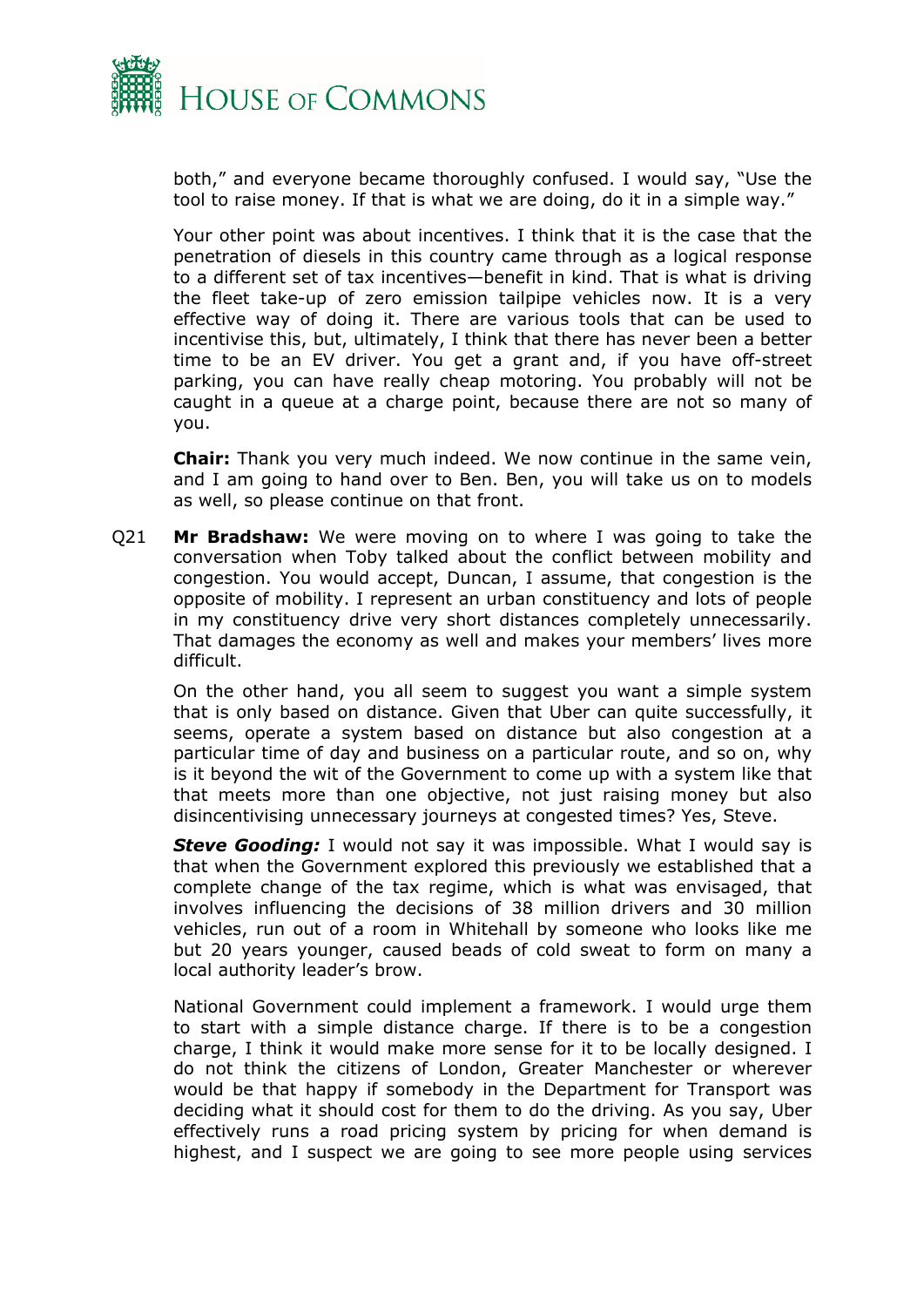both," and everyone became thoroughly confused. I would say, "Use the tool to raise money. If that is what we are doing, do it in a simple way."

Your other point was about incentives. I think that it is the case that the penetration of diesels in this country came through as a logical response to a different set of tax incentives—benefit in kind. That is what is driving the fleet take-up of zero emission tailpipe vehicles now. It is a very effective way of doing it. There are various tools that can be used to incentivise this, but, ultimately, I think that there has never been a better time to be an EV driver. You get a grant and, if you have off-street parking, you can have really cheap motoring. You probably will not be caught in a queue at a charge point, because there are not so many of you.

**Chair:** Thank you very much indeed. We now continue in the same vein, and I am going to hand over to Ben. Ben, you will take us on to models as well, so please continue on that front.

Q21 **Mr Bradshaw:** We were moving on to where I was going to take the conversation when Toby talked about the conflict between mobility and congestion. You would accept, Duncan, I assume, that congestion is the opposite of mobility. I represent an urban constituency and lots of people in my constituency drive very short distances completely unnecessarily. That damages the economy as well and makes your members' lives more difficult.

On the other hand, you all seem to suggest you want a simple system that is only based on distance. Given that Uber can quite successfully, it seems, operate a system based on distance but also congestion at a particular time of day and business on a particular route, and so on, why is it beyond the wit of the Government to come up with a system like that that meets more than one objective, not just raising money but also disincentivising unnecessary journeys at congested times? Yes, Steve.

***Steve Gooding:*** I would not say it was impossible. What I would say is that when the Government explored this previously we established that a complete change of the tax regime, which is what was envisaged, that involves influencing the decisions of 38 million drivers and 30 million vehicles, run out of a room in Whitehall by someone who looks like me but 20 years younger, caused beads of cold sweat to form on many a local authority leader's brow.

National Government could implement a framework. I would urge them to start with a simple distance charge. If there is to be a congestion charge, I think it would make more sense for it to be locally designed. I do not think the citizens of London, Greater Manchester or wherever would be that happy if somebody in the Department for Transport was deciding what it should cost for them to do the driving. As you say, Uber effectively runs a road pricing system by pricing for when demand is highest, and I suspect we are going to see more people using services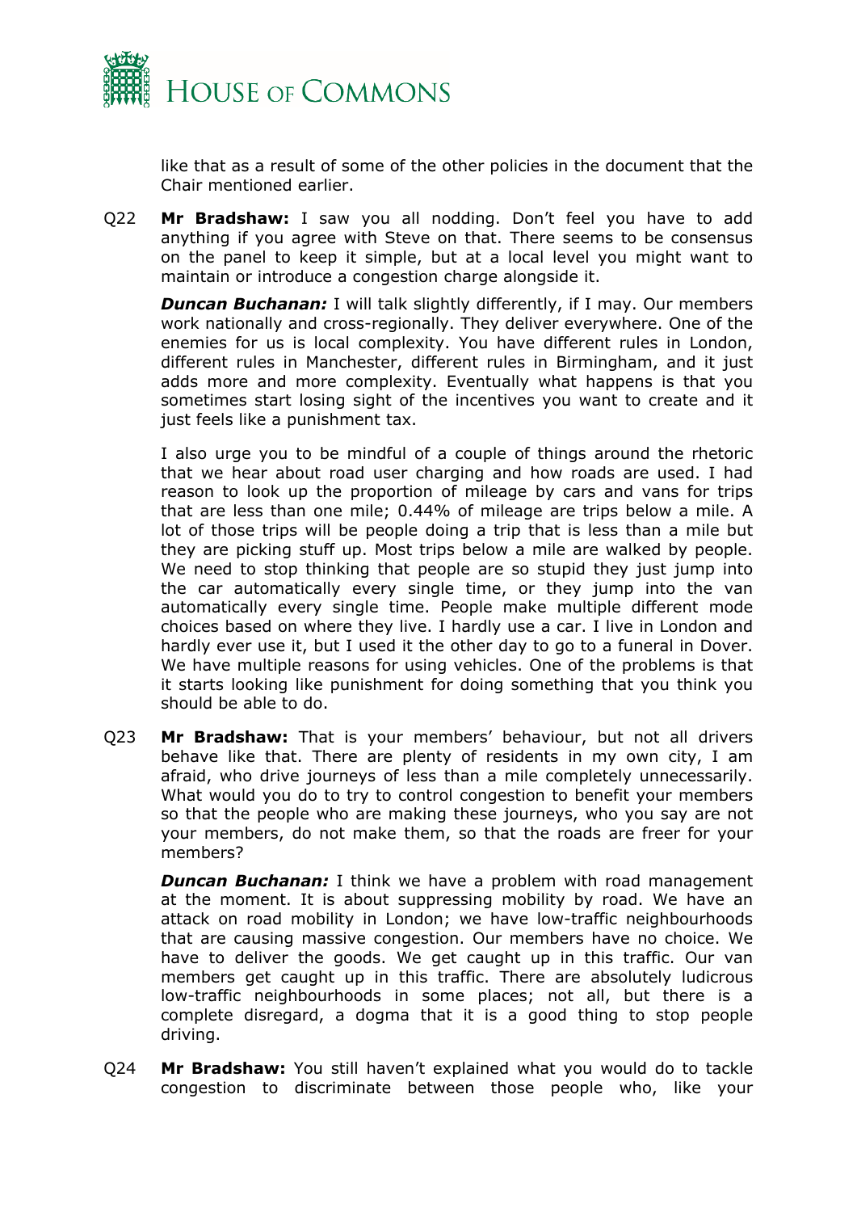like that as a result of some of the other policies in the document that the Chair mentioned earlier.

Q22 **Mr Bradshaw:** I saw you all nodding. Don't feel you have to add anything if you agree with Steve on that. There seems to be consensus on the panel to keep it simple, but at a local level you might want to maintain or introduce a congestion charge alongside it.

***Duncan Buchanan:*** I will talk slightly differently, if I may. Our members work nationally and cross-regionally. They deliver everywhere. One of the enemies for us is local complexity. You have different rules in London, different rules in Manchester, different rules in Birmingham, and it just adds more and more complexity. Eventually what happens is that you sometimes start losing sight of the incentives you want to create and it just feels like a punishment tax.

I also urge you to be mindful of a couple of things around the rhetoric that we hear about road user charging and how roads are used. I had reason to look up the proportion of mileage by cars and vans for trips that are less than one mile; 0.44% of mileage are trips below a mile. A lot of those trips will be people doing a trip that is less than a mile but they are picking stuff up. Most trips below a mile are walked by people. We need to stop thinking that people are so stupid they just jump into the car automatically every single time, or they jump into the van automatically every single time. People make multiple different mode choices based on where they live. I hardly use a car. I live in London and hardly ever use it, but I used it the other day to go to a funeral in Dover. We have multiple reasons for using vehicles. One of the problems is that it starts looking like punishment for doing something that you think you should be able to do.

Q23 **Mr Bradshaw:** That is your members' behaviour, but not all drivers behave like that. There are plenty of residents in my own city, I am afraid, who drive journeys of less than a mile completely unnecessarily. What would you do to try to control congestion to benefit your members so that the people who are making these journeys, who you say are not your members, do not make them, so that the roads are freer for your members?

***Duncan Buchanan:*** I think we have a problem with road management at the moment. It is about suppressing mobility by road. We have an attack on road mobility in London; we have low-traffic neighbourhoods that are causing massive congestion. Our members have no choice. We have to deliver the goods. We get caught up in this traffic. Our van members get caught up in this traffic. There are absolutely ludicrous low-traffic neighbourhoods in some places; not all, but there is a complete disregard, a dogma that it is a good thing to stop people driving.

Q24 **Mr Bradshaw:** You still haven't explained what you would do to tackle congestion to discriminate between those people who, like your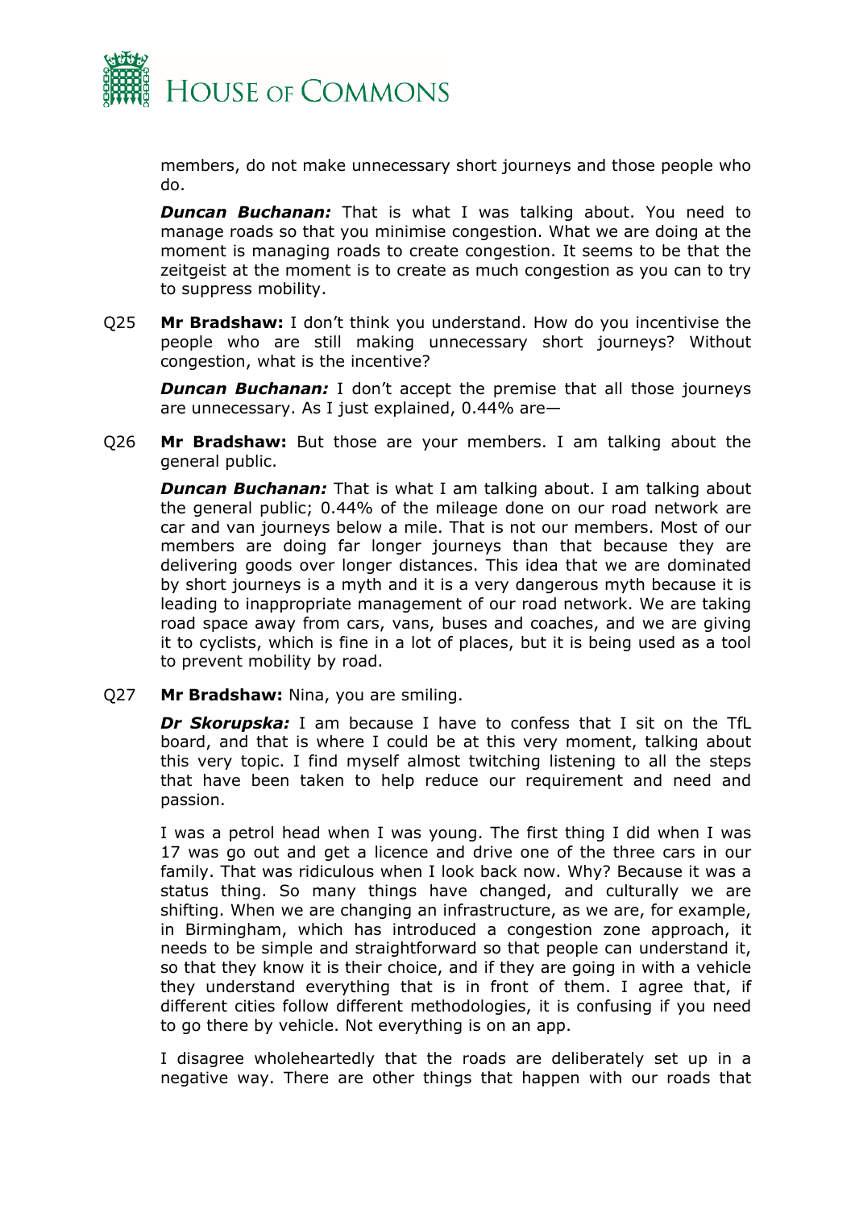members, do not make unnecessary short journeys and those people who do.

***Duncan Buchanan:*** That is what I was talking about. You need to manage roads so that you minimise congestion. What we are doing at the moment is managing roads to create congestion. It seems to be that the zeitgeist at the moment is to create as much congestion as you can to try to suppress mobility.

Q25 **Mr Bradshaw:** I don't think you understand. How do you incentivise the people who are still making unnecessary short journeys? Without congestion, what is the incentive?

***Duncan Buchanan:*** I don't accept the premise that all those journeys are unnecessary. As I just explained, 0.44% are—

Q26 **Mr Bradshaw:** But those are your members. I am talking about the general public.

***Duncan Buchanan:*** That is what I am talking about. I am talking about the general public; 0.44% of the mileage done on our road network are car and van journeys below a mile. That is not our members. Most of our members are doing far longer journeys than that because they are delivering goods over longer distances. This idea that we are dominated by short journeys is a myth and it is a very dangerous myth because it is leading to inappropriate management of our road network. We are taking road space away from cars, vans, buses and coaches, and we are giving it to cyclists, which is fine in a lot of places, but it is being used as a tool to prevent mobility by road.

Q27 **Mr Bradshaw:** Nina, you are smiling.

***Dr Skorupska:*** I am because I have to confess that I sit on the TfL board, and that is where I could be at this very moment, talking about this very topic. I find myself almost twitching listening to all the steps that have been taken to help reduce our requirement and need and passion.

I was a petrol head when I was young. The first thing I did when I was 17 was go out and get a licence and drive one of the three cars in our family. That was ridiculous when I look back now. Why? Because it was a status thing. So many things have changed, and culturally we are shifting. When we are changing an infrastructure, as we are, for example, in Birmingham, which has introduced a congestion zone approach, it needs to be simple and straightforward so that people can understand it, so that they know it is their choice, and if they are going in with a vehicle they understand everything that is in front of them. I agree that, if different cities follow different methodologies, it is confusing if you need to go there by vehicle. Not everything is on an app.

I disagree wholeheartedly that the roads are deliberately set up in a negative way. There are other things that happen with our roads that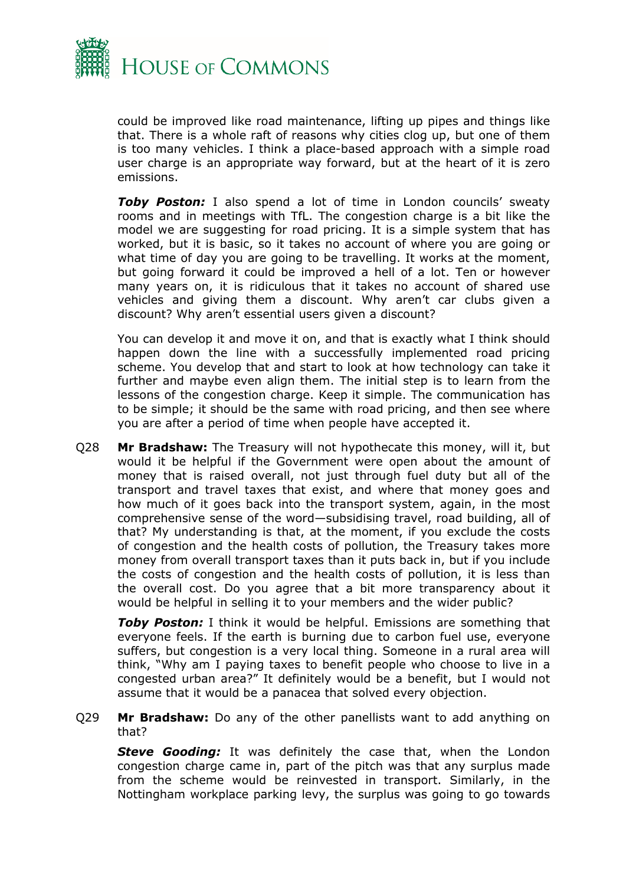could be improved like road maintenance, lifting up pipes and things like that. There is a whole raft of reasons why cities clog up, but one of them is too many vehicles. I think a place-based approach with a simple road user charge is an appropriate way forward, but at the heart of it is zero emissions.

***Toby Poston:*** I also spend a lot of time in London councils' sweaty rooms and in meetings with TfL. The congestion charge is a bit like the model we are suggesting for road pricing. It is a simple system that has worked, but it is basic, so it takes no account of where you are going or what time of day you are going to be travelling. It works at the moment, but going forward it could be improved a hell of a lot. Ten or however many years on, it is ridiculous that it takes no account of shared use vehicles and giving them a discount. Why aren't car clubs given a discount? Why aren't essential users given a discount?

You can develop it and move it on, and that is exactly what I think should happen down the line with a successfully implemented road pricing scheme. You develop that and start to look at how technology can take it further and maybe even align them. The initial step is to learn from the lessons of the congestion charge. Keep it simple. The communication has to be simple; it should be the same with road pricing, and then see where you are after a period of time when people have accepted it.

Q28 **Mr Bradshaw:** The Treasury will not hypothecate this money, will it, but would it be helpful if the Government were open about the amount of money that is raised overall, not just through fuel duty but all of the transport and travel taxes that exist, and where that money goes and how much of it goes back into the transport system, again, in the most comprehensive sense of the word—subsidising travel, road building, all of that? My understanding is that, at the moment, if you exclude the costs of congestion and the health costs of pollution, the Treasury takes more money from overall transport taxes than it puts back in, but if you include the costs of congestion and the health costs of pollution, it is less than the overall cost. Do you agree that a bit more transparency about it would be helpful in selling it to your members and the wider public?

***Toby Poston:*** I think it would be helpful. Emissions are something that everyone feels. If the earth is burning due to carbon fuel use, everyone suffers, but congestion is a very local thing. Someone in a rural area will think, "Why am I paying taxes to benefit people who choose to live in a congested urban area?" It definitely would be a benefit, but I would not assume that it would be a panacea that solved every objection.

Q29 **Mr Bradshaw:** Do any of the other panellists want to add anything on that?

***Steve Gooding:*** It was definitely the case that, when the London congestion charge came in, part of the pitch was that any surplus made from the scheme would be reinvested in transport. Similarly, in the Nottingham workplace parking levy, the surplus was going to go towards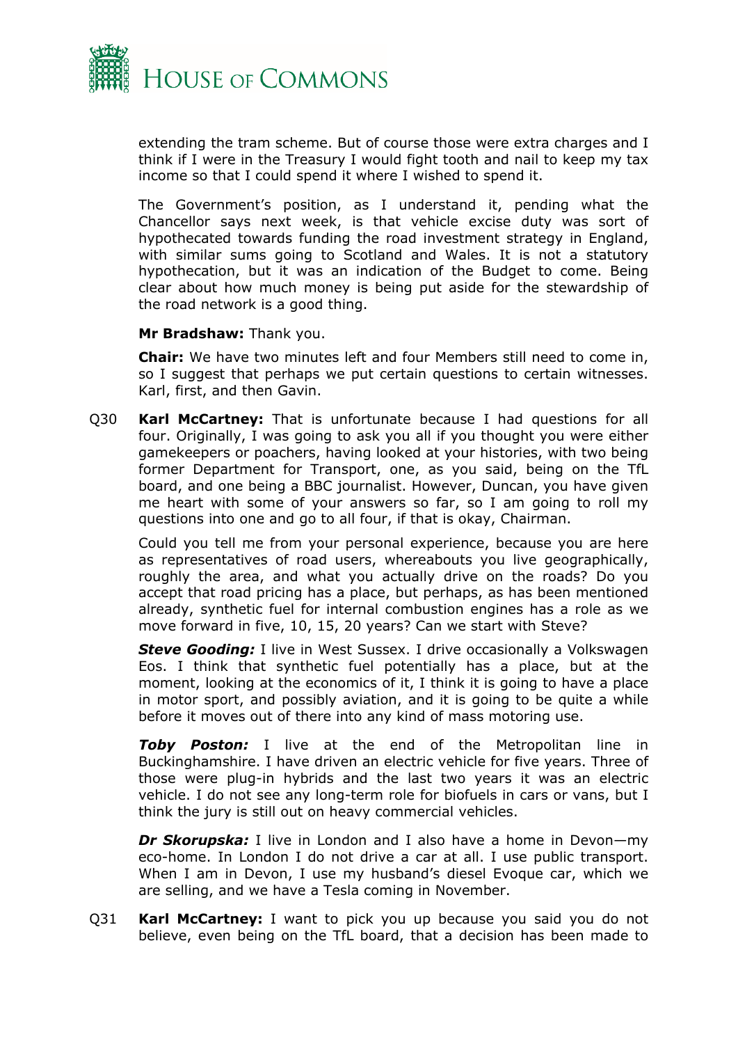extending the tram scheme. But of course those were extra charges and I think if I were in the Treasury I would fight tooth and nail to keep my tax income so that I could spend it where I wished to spend it.

The Government's position, as I understand it, pending what the Chancellor says next week, is that vehicle excise duty was sort of hypothecated towards funding the road investment strategy in England, with similar sums going to Scotland and Wales. It is not a statutory hypothecation, but it was an indication of the Budget to come. Being clear about how much money is being put aside for the stewardship of the road network is a good thing.

**Mr Bradshaw:** Thank you.

**Chair:** We have two minutes left and four Members still need to come in, so I suggest that perhaps we put certain questions to certain witnesses. Karl, first, and then Gavin.

Q30 **Karl McCartney:** That is unfortunate because I had questions for all four. Originally, I was going to ask you all if you thought you were either gamekeepers or poachers, having looked at your histories, with two being former Department for Transport, one, as you said, being on the TfL board, and one being a BBC journalist. However, Duncan, you have given me heart with some of your answers so far, so I am going to roll my questions into one and go to all four, if that is okay, Chairman.

Could you tell me from your personal experience, because you are here as representatives of road users, whereabouts you live geographically, roughly the area, and what you actually drive on the roads? Do you accept that road pricing has a place, but perhaps, as has been mentioned already, synthetic fuel for internal combustion engines has a role as we move forward in five, 10, 15, 20 years? Can we start with Steve?

***Steve Gooding:*** I live in West Sussex. I drive occasionally a Volkswagen Eos. I think that synthetic fuel potentially has a place, but at the moment, looking at the economics of it, I think it is going to have a place in motor sport, and possibly aviation, and it is going to be quite a while before it moves out of there into any kind of mass motoring use.

***Toby Poston:*** I live at the end of the Metropolitan line in Buckinghamshire. I have driven an electric vehicle for five years. Three of those were plug-in hybrids and the last two years it was an electric vehicle. I do not see any long-term role for biofuels in cars or vans, but I think the jury is still out on heavy commercial vehicles.

***Dr Skorupska:*** I live in London and I also have a home in Devon—my eco-home. In London I do not drive a car at all. I use public transport. When I am in Devon, I use my husband's diesel Evoque car, which we are selling, and we have a Tesla coming in November.

Q31 **Karl McCartney:** I want to pick you up because you said you do not believe, even being on the TfL board, that a decision has been made to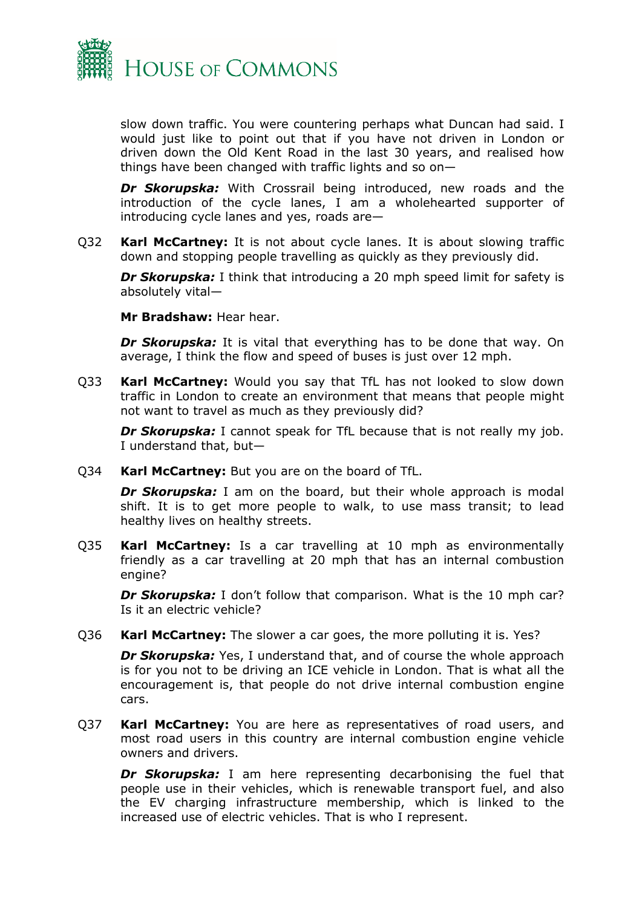slow down traffic. You were countering perhaps what Duncan had said. I would just like to point out that if you have not driven in London or driven down the Old Kent Road in the last 30 years, and realised how things have been changed with traffic lights and so on—

***Dr Skorupska:*** With Crossrail being introduced, new roads and the introduction of the cycle lanes, I am a wholehearted supporter of introducing cycle lanes and yes, roads are—

Q32 **Karl McCartney:** It is not about cycle lanes. It is about slowing traffic down and stopping people travelling as quickly as they previously did.

***Dr Skorupska:*** I think that introducing a 20 mph speed limit for safety is absolutely vital—

**Mr Bradshaw:** Hear hear.

***Dr Skorupska:*** It is vital that everything has to be done that way. On average, I think the flow and speed of buses is just over 12 mph.

Q33 **Karl McCartney:** Would you say that TfL has not looked to slow down traffic in London to create an environment that means that people might not want to travel as much as they previously did?

***Dr Skorupska:*** I cannot speak for TfL because that is not really my job. I understand that, but—

Q34 **Karl McCartney:** But you are on the board of TfL.

***Dr Skorupska:*** I am on the board, but their whole approach is modal shift. It is to get more people to walk, to use mass transit; to lead healthy lives on healthy streets.

Q35 **Karl McCartney:** Is a car travelling at 10 mph as environmentally friendly as a car travelling at 20 mph that has an internal combustion engine?

***Dr Skorupska:*** I don't follow that comparison. What is the 10 mph car? Is it an electric vehicle?

Q36 **Karl McCartney:** The slower a car goes, the more polluting it is. Yes?

***Dr Skorupska:*** Yes, I understand that, and of course the whole approach is for you not to be driving an ICE vehicle in London. That is what all the encouragement is, that people do not drive internal combustion engine cars.

Q37 **Karl McCartney:** You are here as representatives of road users, and most road users in this country are internal combustion engine vehicle owners and drivers.

***Dr Skorupska:*** I am here representing decarbonising the fuel that people use in their vehicles, which is renewable transport fuel, and also the EV charging infrastructure membership, which is linked to the increased use of electric vehicles. That is who I represent.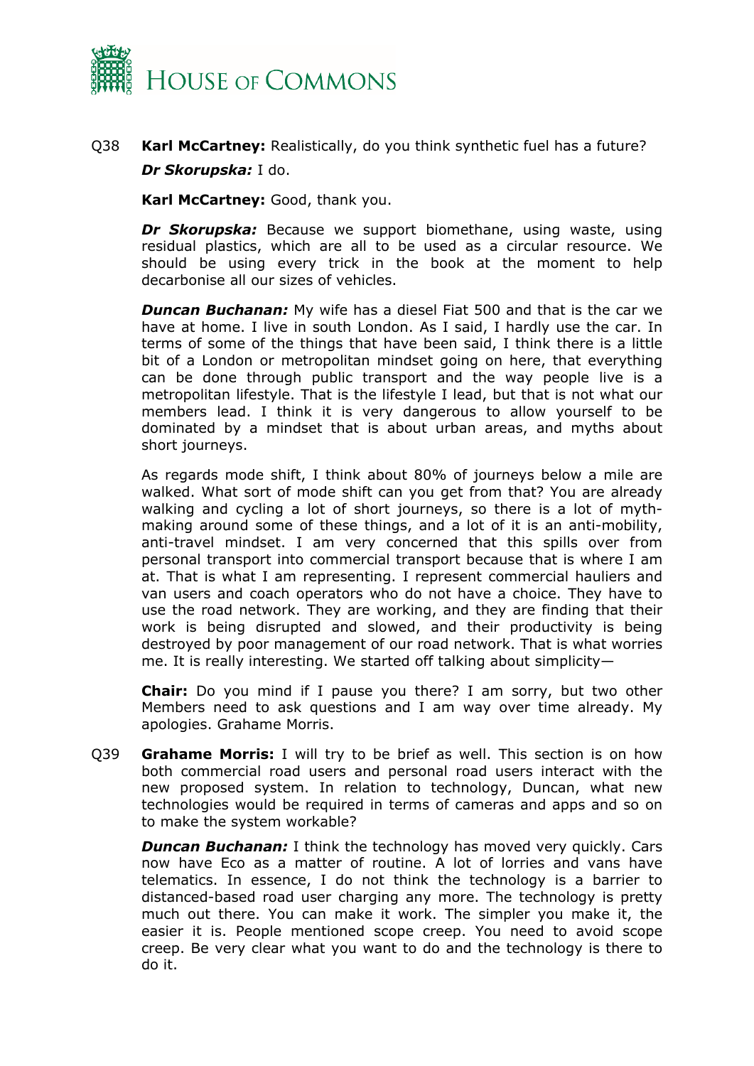Q38 **Karl McCartney:** Realistically, do you think synthetic fuel has a future?

***Dr Skorupska:*** I do.

**Karl McCartney:** Good, thank you.

***Dr Skorupska:*** Because we support biomethane, using waste, using residual plastics, which are all to be used as a circular resource. We should be using every trick in the book at the moment to help decarbonise all our sizes of vehicles.

***Duncan Buchanan:*** My wife has a diesel Fiat 500 and that is the car we have at home. I live in south London. As I said, I hardly use the car. In terms of some of the things that have been said, I think there is a little bit of a London or metropolitan mindset going on here, that everything can be done through public transport and the way people live is a metropolitan lifestyle. That is the lifestyle I lead, but that is not what our members lead. I think it is very dangerous to allow yourself to be dominated by a mindset that is about urban areas, and myths about short journeys.

As regards mode shift, I think about 80% of journeys below a mile are walked. What sort of mode shift can you get from that? You are already walking and cycling a lot of short journeys, so there is a lot of myth-making around some of these things, and a lot of it is an anti-mobility, anti-travel mindset. I am very concerned that this spills over from personal transport into commercial transport because that is where I am at. That is what I am representing. I represent commercial hauliers and van users and coach operators who do not have a choice. They have to use the road network. They are working, and they are finding that their work is being disrupted and slowed, and their productivity is being destroyed by poor management of our road network. That is what worries me. It is really interesting. We started off talking about simplicity—

**Chair:** Do you mind if I pause you there? I am sorry, but two other Members need to ask questions and I am way over time already. My apologies. Grahame Morris.

Q39 **Grahame Morris:** I will try to be brief as well. This section is on how both commercial road users and personal road users interact with the new proposed system. In relation to technology, Duncan, what new technologies would be required in terms of cameras and apps and so on to make the system workable?

***Duncan Buchanan:*** I think the technology has moved very quickly. Cars now have Eco as a matter of routine. A lot of lorries and vans have telematics. In essence, I do not think the technology is a barrier to distanced-based road user charging any more. The technology is pretty much out there. You can make it work. The simpler you make it, the easier it is. People mentioned scope creep. You need to avoid scope creep. Be very clear what you want to do and the technology is there to do it.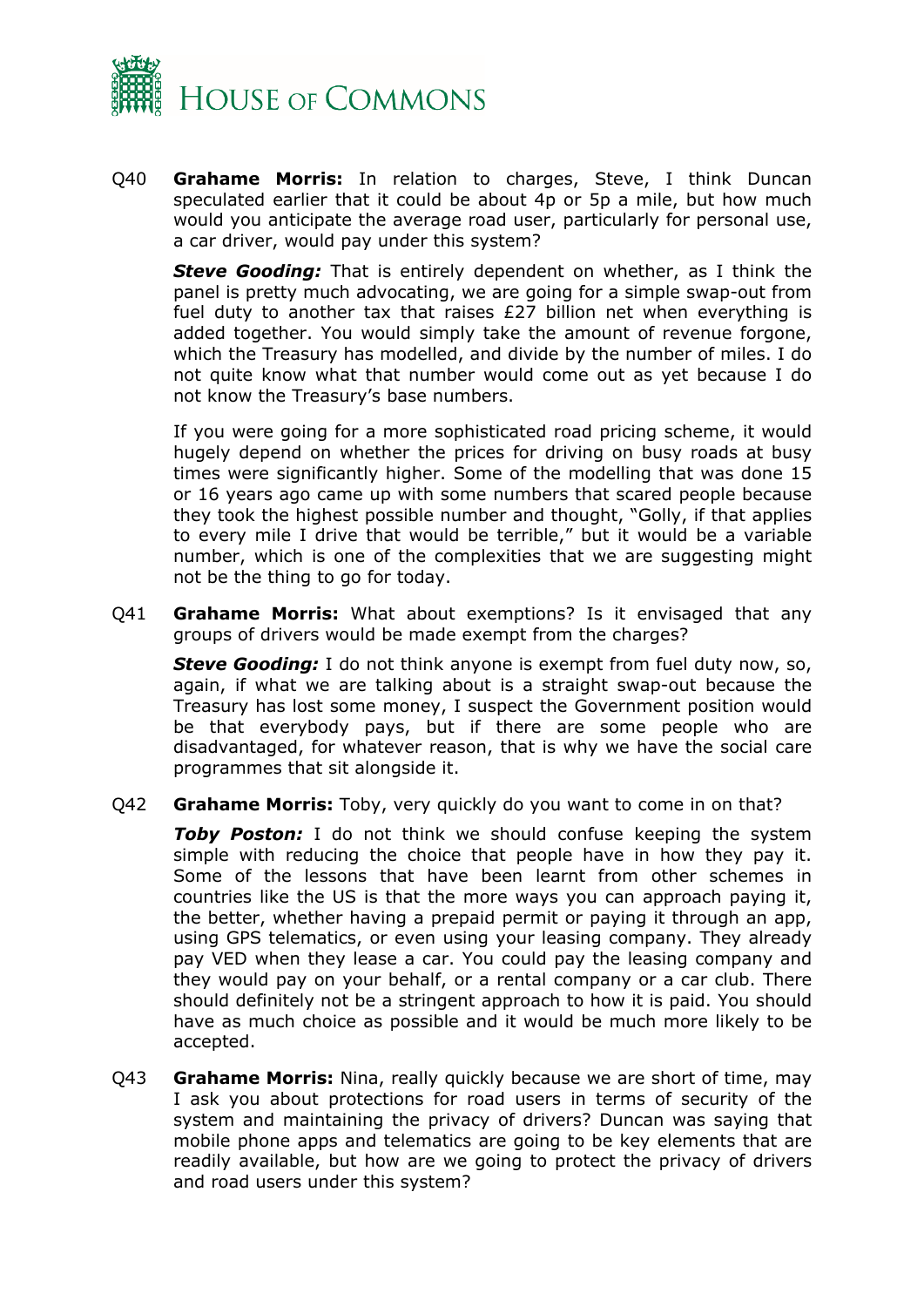Q40 **Grahame Morris:** In relation to charges, Steve, I think Duncan speculated earlier that it could be about 4p or 5p a mile, but how much would you anticipate the average road user, particularly for personal use, a car driver, would pay under this system?

***Steve Gooding:*** That is entirely dependent on whether, as I think the panel is pretty much advocating, we are going for a simple swap-out from fuel duty to another tax that raises £27 billion net when everything is added together. You would simply take the amount of revenue forgone, which the Treasury has modelled, and divide by the number of miles. I do not quite know what that number would come out as yet because I do not know the Treasury's base numbers.

If you were going for a more sophisticated road pricing scheme, it would hugely depend on whether the prices for driving on busy roads at busy times were significantly higher. Some of the modelling that was done 15 or 16 years ago came up with some numbers that scared people because they took the highest possible number and thought, "Golly, if that applies to every mile I drive that would be terrible," but it would be a variable number, which is one of the complexities that we are suggesting might not be the thing to go for today.

Q41 **Grahame Morris:** What about exemptions? Is it envisaged that any groups of drivers would be made exempt from the charges?

***Steve Gooding:*** I do not think anyone is exempt from fuel duty now, so, again, if what we are talking about is a straight swap-out because the Treasury has lost some money, I suspect the Government position would be that everybody pays, but if there are some people who are disadvantaged, for whatever reason, that is why we have the social care programmes that sit alongside it.

Q42 **Grahame Morris:** Toby, very quickly do you want to come in on that?

***Toby Poston:*** I do not think we should confuse keeping the system simple with reducing the choice that people have in how they pay it. Some of the lessons that have been learnt from other schemes in countries like the US is that the more ways you can approach paying it, the better, whether having a prepaid permit or paying it through an app, using GPS telematics, or even using your leasing company. They already pay VED when they lease a car. You could pay the leasing company and they would pay on your behalf, or a rental company or a car club. There should definitely not be a stringent approach to how it is paid. You should have as much choice as possible and it would be much more likely to be accepted.

Q43 **Grahame Morris:** Nina, really quickly because we are short of time, may I ask you about protections for road users in terms of security of the system and maintaining the privacy of drivers? Duncan was saying that mobile phone apps and telematics are going to be key elements that are readily available, but how are we going to protect the privacy of drivers and road users under this system?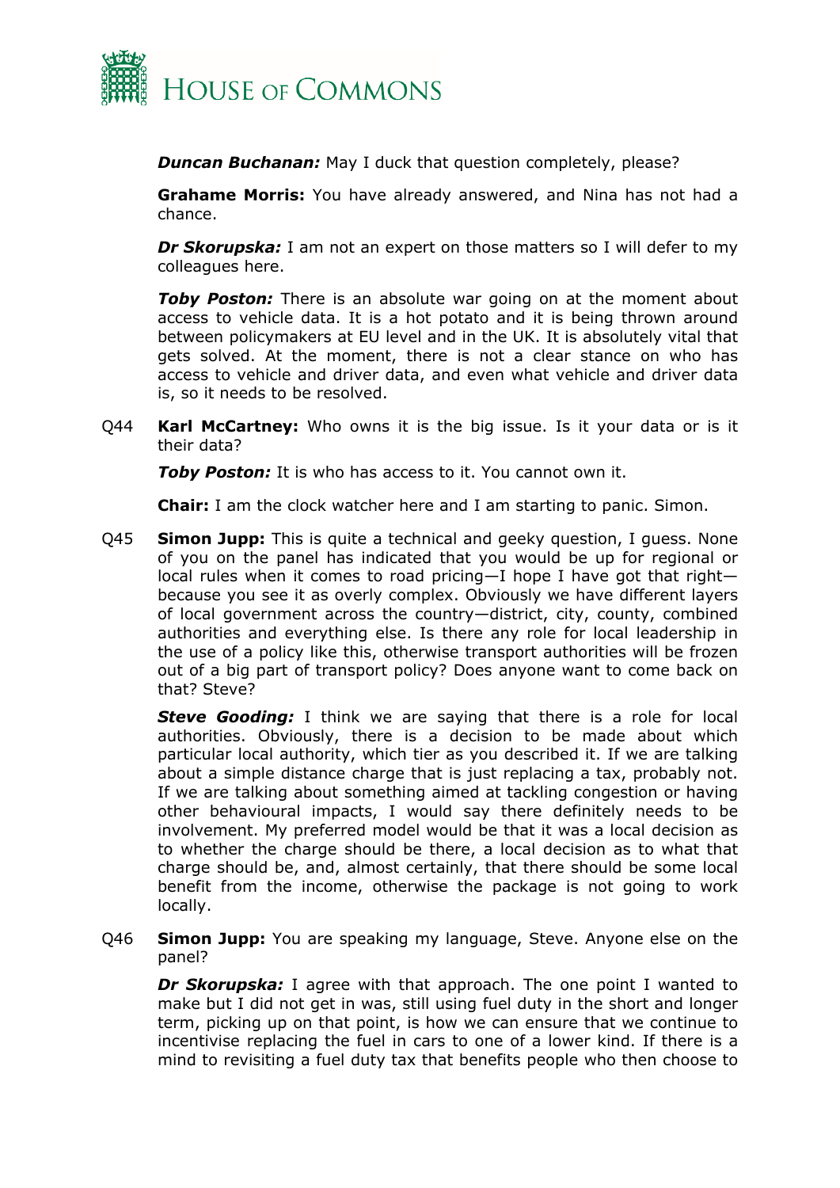***Duncan Buchanan:*** May I duck that question completely, please?

**Grahame Morris:** You have already answered, and Nina has not had a chance.

***Dr Skorupska:*** I am not an expert on those matters so I will defer to my colleagues here.

***Toby Poston:*** There is an absolute war going on at the moment about access to vehicle data. It is a hot potato and it is being thrown around between policymakers at EU level and in the UK. It is absolutely vital that gets solved. At the moment, there is not a clear stance on who has access to vehicle and driver data, and even what vehicle and driver data is, so it needs to be resolved.

Q44 **Karl McCartney:** Who owns it is the big issue. Is it your data or is it their data?

***Toby Poston:*** It is who has access to it. You cannot own it.

**Chair:** I am the clock watcher here and I am starting to panic. Simon.

Q45 **Simon Jupp:** This is quite a technical and geeky question, I guess. None of you on the panel has indicated that you would be up for regional or local rules when it comes to road pricing—I hope I have got that right—because you see it as overly complex. Obviously we have different layers of local government across the country—district, city, county, combined authorities and everything else. Is there any role for local leadership in the use of a policy like this, otherwise transport authorities will be frozen out of a big part of transport policy? Does anyone want to come back on that? Steve?

***Steve Gooding:*** I think we are saying that there is a role for local authorities. Obviously, there is a decision to be made about which particular local authority, which tier as you described it. If we are talking about a simple distance charge that is just replacing a tax, probably not. If we are talking about something aimed at tackling congestion or having other behavioural impacts, I would say there definitely needs to be involvement. My preferred model would be that it was a local decision as to whether the charge should be there, a local decision as to what that charge should be, and, almost certainly, that there should be some local benefit from the income, otherwise the package is not going to work locally.

Q46 **Simon Jupp:** You are speaking my language, Steve. Anyone else on the panel?

***Dr Skorupska:*** I agree with that approach. The one point I wanted to make but I did not get in was, still using fuel duty in the short and longer term, picking up on that point, is how we can ensure that we continue to incentivise replacing the fuel in cars to one of a lower kind. If there is a mind to revisiting a fuel duty tax that benefits people who then choose to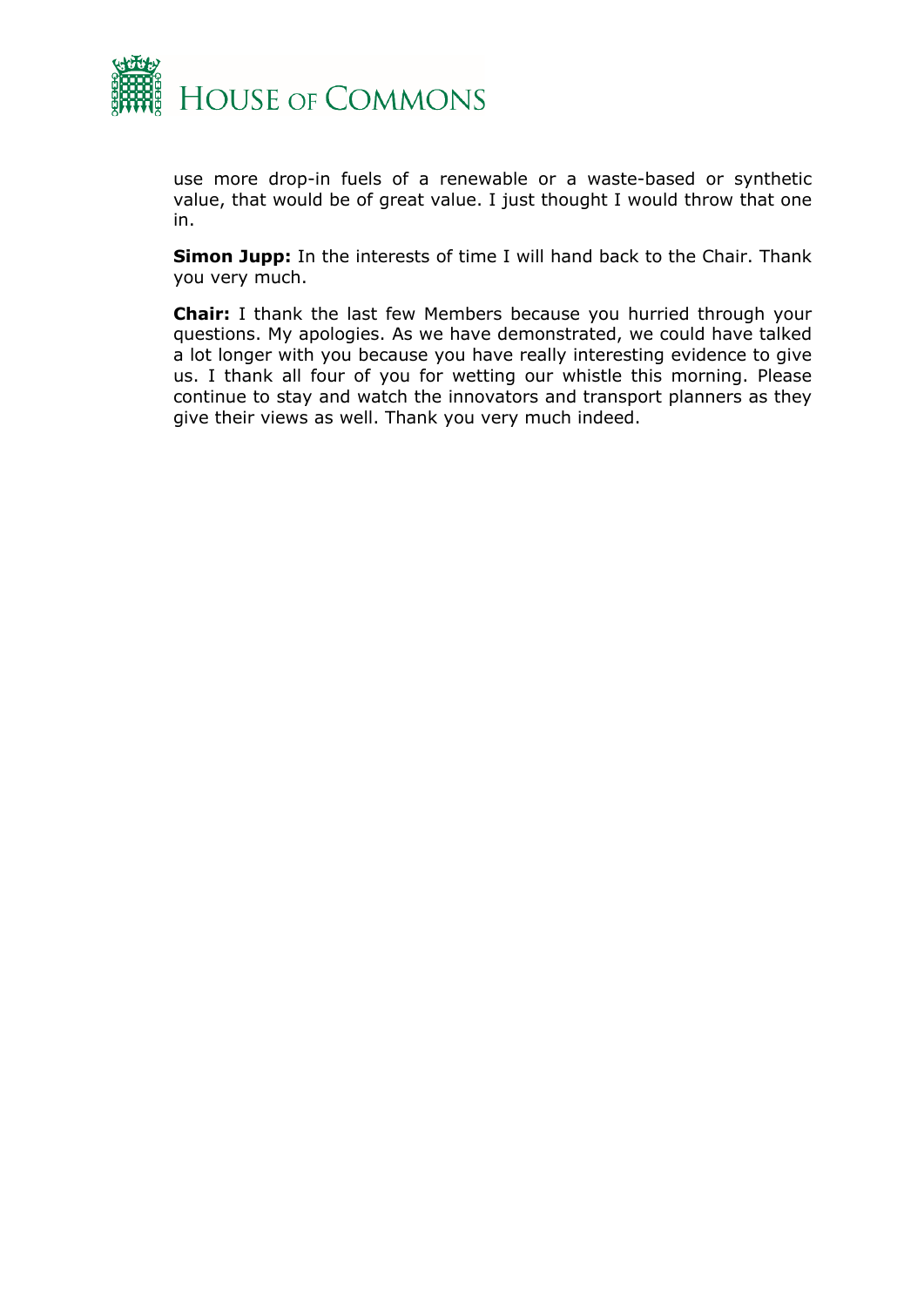use more drop-in fuels of a renewable or a waste-based or synthetic value, that would be of great value. I just thought I would throw that one in.

**Simon Jupp:** In the interests of time I will hand back to the Chair. Thank you very much.

**Chair:** I thank the last few Members because you hurried through your questions. My apologies. As we have demonstrated, we could have talked a lot longer with you because you have really interesting evidence to give us. I thank all four of you for wetting our whistle this morning. Please continue to stay and watch the innovators and transport planners as they give their views as well. Thank you very much indeed.